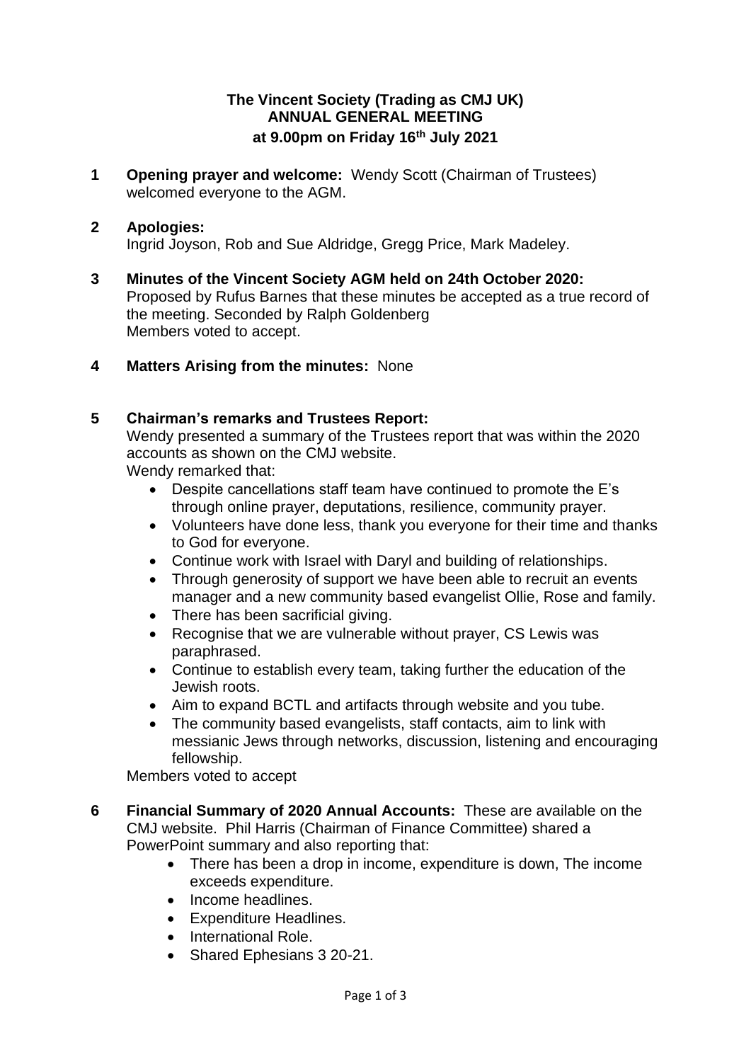**The Vincent Society (Trading as CMJ UK)**
**ANNUAL GENERAL MEETING**
**at 9.00pm on Friday 16th July 2021**

**1 Opening prayer and welcome:** Wendy Scott (Chairman of Trustees) welcomed everyone to the AGM.

**2 Apologies:**
Ingrid Joyson, Rob and Sue Aldridge, Gregg Price, Mark Madeley.

**3 Minutes of the Vincent Society AGM held on 24th October 2020:**
Proposed by Rufus Barnes that these minutes be accepted as a true record of the meeting. Seconded by Ralph Goldenberg
Members voted to accept.

**4 Matters Arising from the minutes:** None

**5 Chairman's remarks and Trustees Report:**
Wendy presented a summary of the Trustees report that was within the 2020 accounts as shown on the CMJ website.
Wendy remarked that:

- Despite cancellations staff team have continued to promote the E's through online prayer, deputations, resilience, community prayer.
- Volunteers have done less, thank you everyone for their time and thanks to God for everyone.
- Continue work with Israel with Daryl and building of relationships.
- Through generosity of support we have been able to recruit an events manager and a new community based evangelist Ollie, Rose and family.
- There has been sacrificial giving.
- Recognise that we are vulnerable without prayer, CS Lewis was paraphrased.
- Continue to establish every team, taking further the education of the Jewish roots.
- Aim to expand BCTL and artifacts through website and you tube.
- The community based evangelists, staff contacts, aim to link with messianic Jews through networks, discussion, listening and encouraging fellowship.

Members voted to accept

**6 Financial Summary of 2020 Annual Accounts:** These are available on the CMJ website. Phil Harris (Chairman of Finance Committee) shared a PowerPoint summary and also reporting that:

- There has been a drop in income, expenditure is down, The income exceeds expenditure.
- Income headlines.
- Expenditure Headlines.
- International Role.
- Shared Ephesians 3 20-21.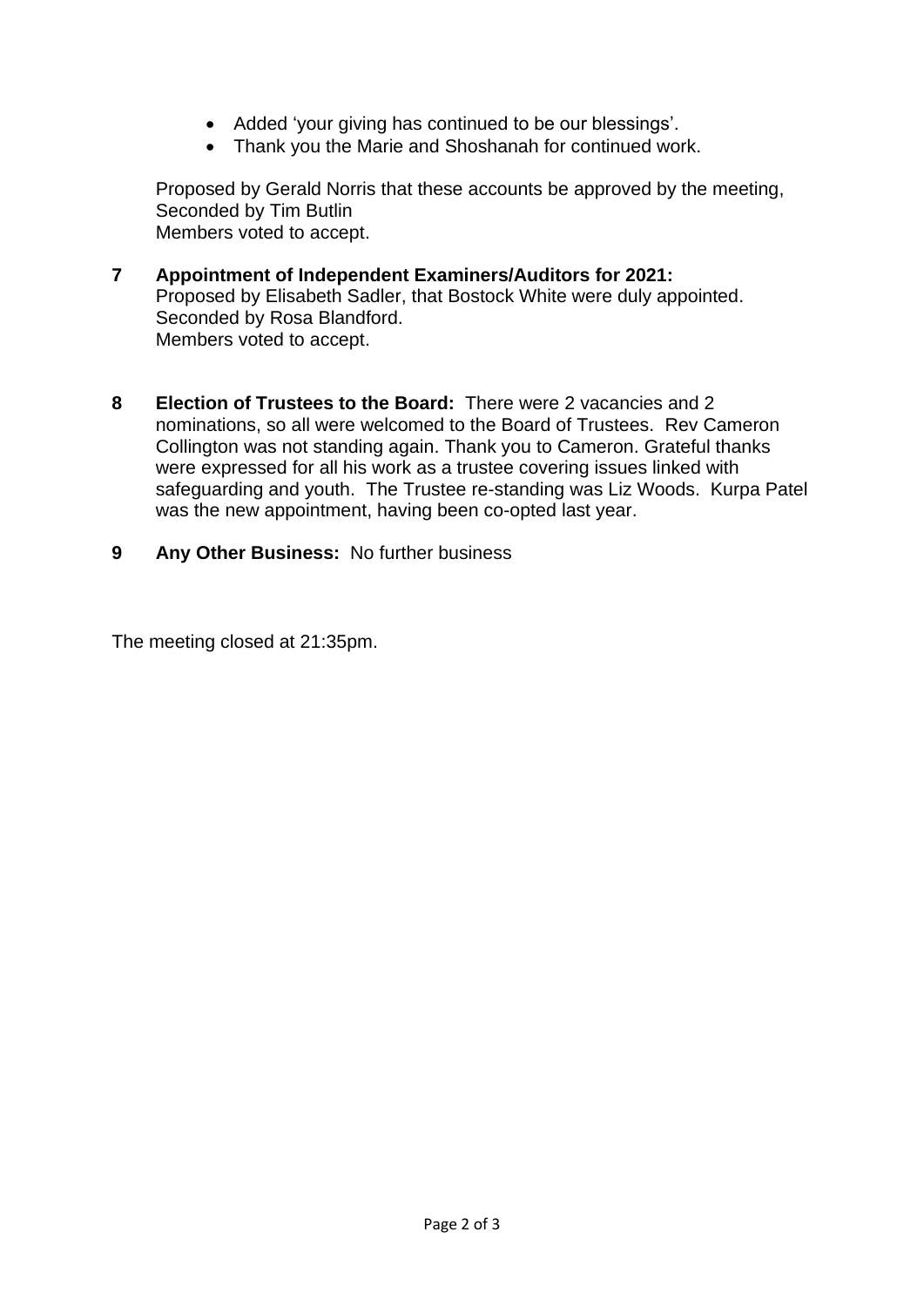- Added 'your giving has continued to be our blessings'.
- Thank you the Marie and Shoshanah for continued work.

Proposed by Gerald Norris that these accounts be approved by the meeting, Seconded by Tim Butlin
Members voted to accept.

**7 Appointment of Independent Examiners/Auditors for 2021:**
Proposed by Elisabeth Sadler, that Bostock White were duly appointed.
Seconded by Rosa Blandford.
Members voted to accept.

**8 Election of Trustees to the Board:** There were 2 vacancies and 2 nominations, so all were welcomed to the Board of Trustees. Rev Cameron Collington was not standing again. Thank you to Cameron. Grateful thanks were expressed for all his work as a trustee covering issues linked with safeguarding and youth. The Trustee re-standing was Liz Woods. Kurpa Patel was the new appointment, having been co-opted last year.

**9 Any Other Business:** No further business

The meeting closed at 21:35pm.